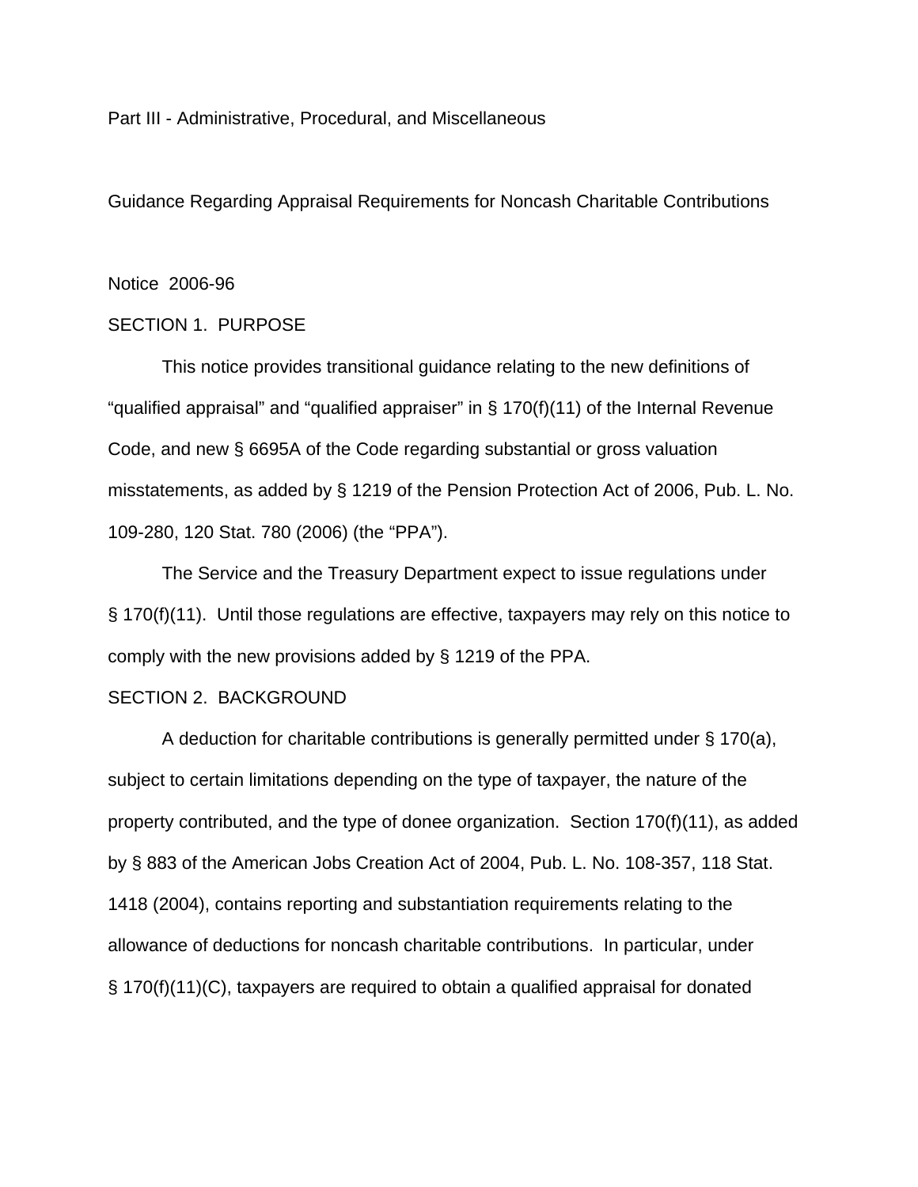Part III - Administrative, Procedural, and Miscellaneous

# Guidance Regarding Appraisal Requirements for Noncash Charitable Contributions

Notice 2006-96

## SECTION 1. PURPOSE

This notice provides transitional guidance relating to the new definitions of "qualified appraisal" and "qualified appraiser" in § 170(f)(11) of the Internal Revenue Code, and new § 6695A of the Code regarding substantial or gross valuation misstatements, as added by § 1219 of the Pension Protection Act of 2006, Pub. L. No. 109-280, 120 Stat. 780 (2006) (the "PPA").

The Service and the Treasury Department expect to issue regulations under § 170(f)(11). Until those regulations are effective, taxpayers may rely on this notice to comply with the new provisions added by § 1219 of the PPA.

## SECTION 2. BACKGROUND

A deduction for charitable contributions is generally permitted under § 170(a), subject to certain limitations depending on the type of taxpayer, the nature of the property contributed, and the type of donee organization. Section 170(f)(11), as added by § 883 of the American Jobs Creation Act of 2004, Pub. L. No. 108-357, 118 Stat. 1418 (2004), contains reporting and substantiation requirements relating to the allowance of deductions for noncash charitable contributions. In particular, under § 170(f)(11)(C), taxpayers are required to obtain a qualified appraisal for donated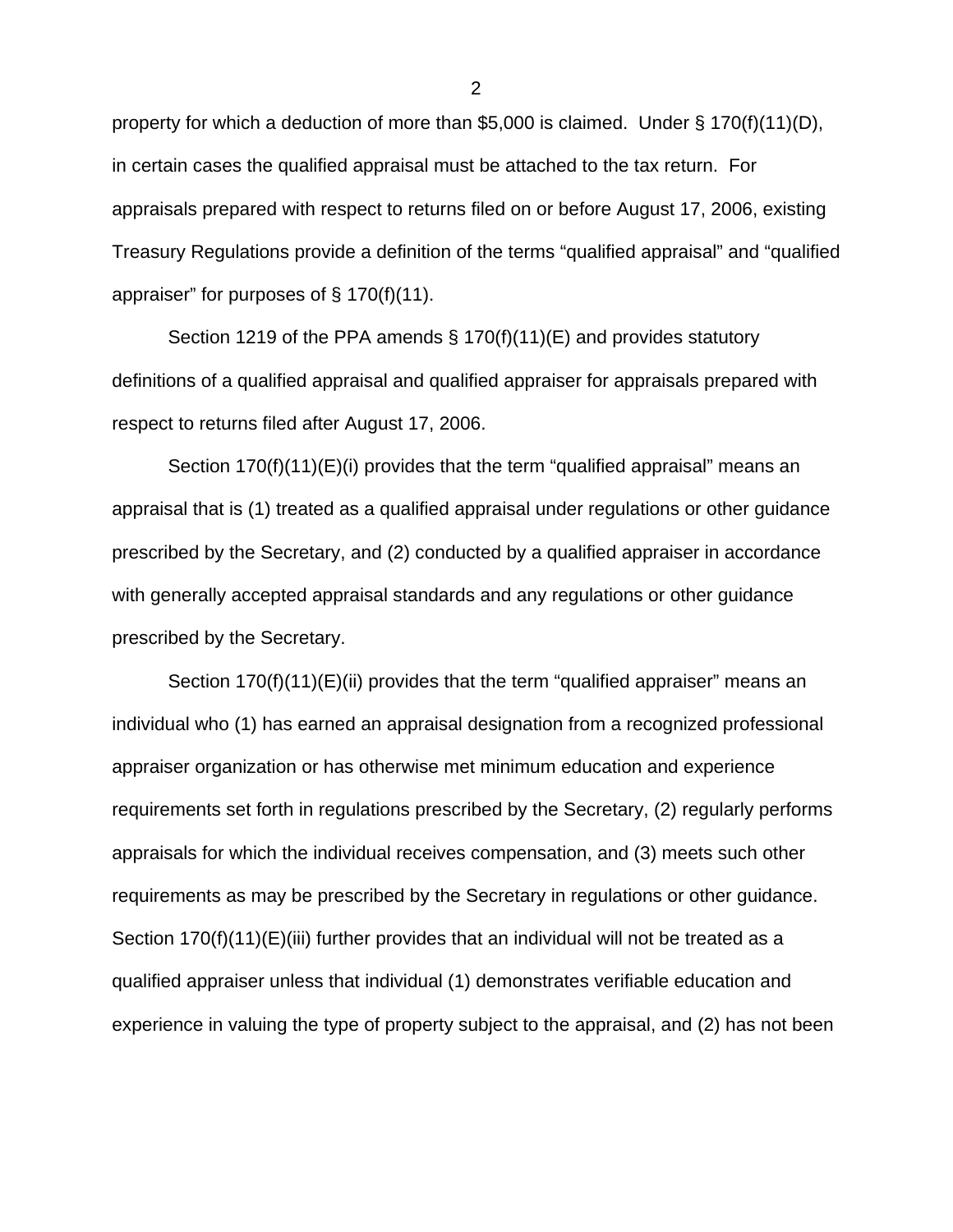property for which a deduction of more than $5,000 is claimed. Under § 170(f)(11)(D), in certain cases the qualified appraisal must be attached to the tax return. For appraisals prepared with respect to returns filed on or before August 17, 2006, existing Treasury Regulations provide a definition of the terms "qualified appraisal" and "qualified appraiser" for purposes of § 170(f)(11).

Section 1219 of the PPA amends § 170(f)(11)(E) and provides statutory definitions of a qualified appraisal and qualified appraiser for appraisals prepared with respect to returns filed after August 17, 2006.

Section 170(f)(11)(E)(i) provides that the term "qualified appraisal" means an appraisal that is (1) treated as a qualified appraisal under regulations or other guidance prescribed by the Secretary, and (2) conducted by a qualified appraiser in accordance with generally accepted appraisal standards and any regulations or other guidance prescribed by the Secretary.

Section 170(f)(11)(E)(ii) provides that the term "qualified appraiser" means an individual who (1) has earned an appraisal designation from a recognized professional appraiser organization or has otherwise met minimum education and experience requirements set forth in regulations prescribed by the Secretary, (2) regularly performs appraisals for which the individual receives compensation, and (3) meets such other requirements as may be prescribed by the Secretary in regulations or other guidance. Section 170(f)(11)(E)(iii) further provides that an individual will not be treated as a qualified appraiser unless that individual (1) demonstrates verifiable education and experience in valuing the type of property subject to the appraisal, and (2) has not been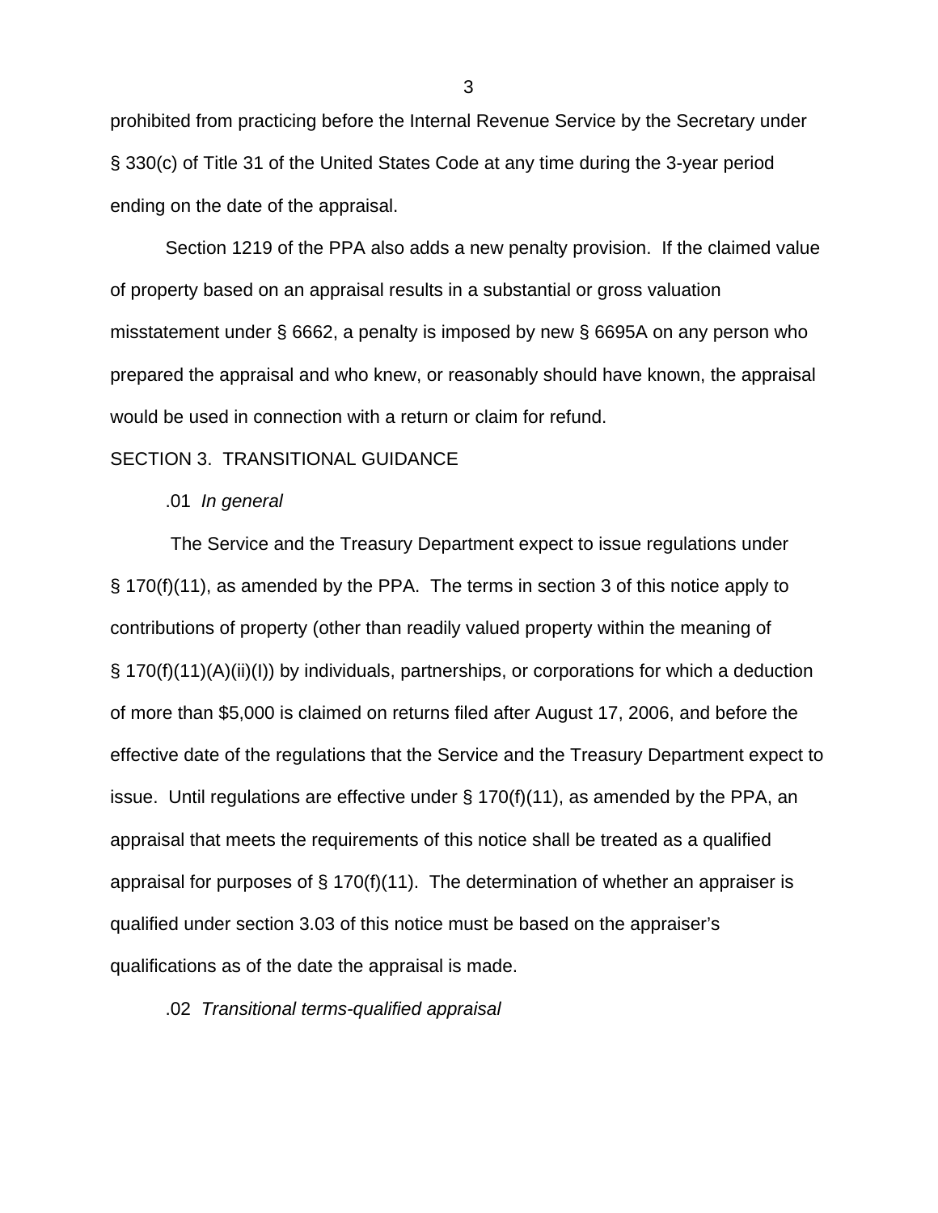prohibited from practicing before the Internal Revenue Service by the Secretary under § 330(c) of Title 31 of the United States Code at any time during the 3-year period ending on the date of the appraisal.

Section 1219 of the PPA also adds a new penalty provision. If the claimed value of property based on an appraisal results in a substantial or gross valuation misstatement under § 6662, a penalty is imposed by new § 6695A on any person who prepared the appraisal and who knew, or reasonably should have known, the appraisal would be used in connection with a return or claim for refund.

SECTION 3. TRANSITIONAL GUIDANCE

.01 *In general*

The Service and the Treasury Department expect to issue regulations under § 170(f)(11), as amended by the PPA. The terms in section 3 of this notice apply to contributions of property (other than readily valued property within the meaning of § 170(f)(11)(A)(ii)(I)) by individuals, partnerships, or corporations for which a deduction of more than $5,000 is claimed on returns filed after August 17, 2006, and before the effective date of the regulations that the Service and the Treasury Department expect to issue. Until regulations are effective under § 170(f)(11), as amended by the PPA, an appraisal that meets the requirements of this notice shall be treated as a qualified appraisal for purposes of § 170(f)(11). The determination of whether an appraiser is qualified under section 3.03 of this notice must be based on the appraiser's qualifications as of the date the appraisal is made.

.02 *Transitional terms-qualified appraisal*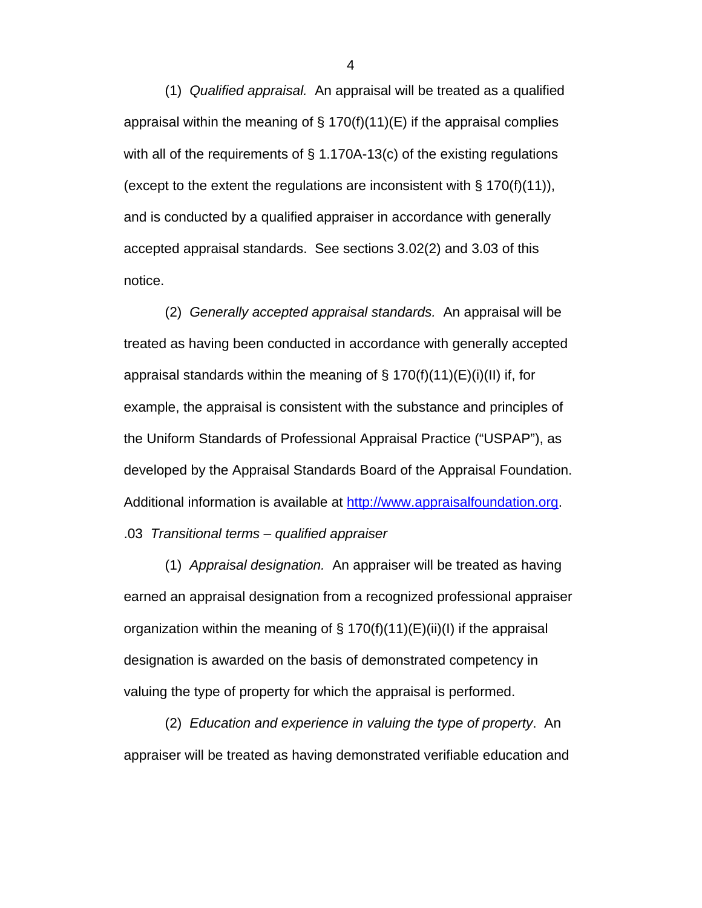(1) *Qualified appraisal.* An appraisal will be treated as a qualified appraisal within the meaning of § 170(f)(11)(E) if the appraisal complies with all of the requirements of § 1.170A-13(c) of the existing regulations (except to the extent the regulations are inconsistent with § 170(f)(11)), and is conducted by a qualified appraiser in accordance with generally accepted appraisal standards. See sections 3.02(2) and 3.03 of this notice.

(2) *Generally accepted appraisal standards.* An appraisal will be treated as having been conducted in accordance with generally accepted appraisal standards within the meaning of § 170(f)(11)(E)(i)(II) if, for example, the appraisal is consistent with the substance and principles of the Uniform Standards of Professional Appraisal Practice ("USPAP"), as developed by the Appraisal Standards Board of the Appraisal Foundation. Additional information is available at [http://www.appraisalfoundation.org](http://www.appraisalfoundation.org).

.03 *Transitional terms – qualified appraiser*

(1) *Appraisal designation.* An appraiser will be treated as having earned an appraisal designation from a recognized professional appraiser organization within the meaning of § 170(f)(11)(E)(ii)(I) if the appraisal designation is awarded on the basis of demonstrated competency in valuing the type of property for which the appraisal is performed.

(2) *Education and experience in valuing the type of property*. An appraiser will be treated as having demonstrated verifiable education and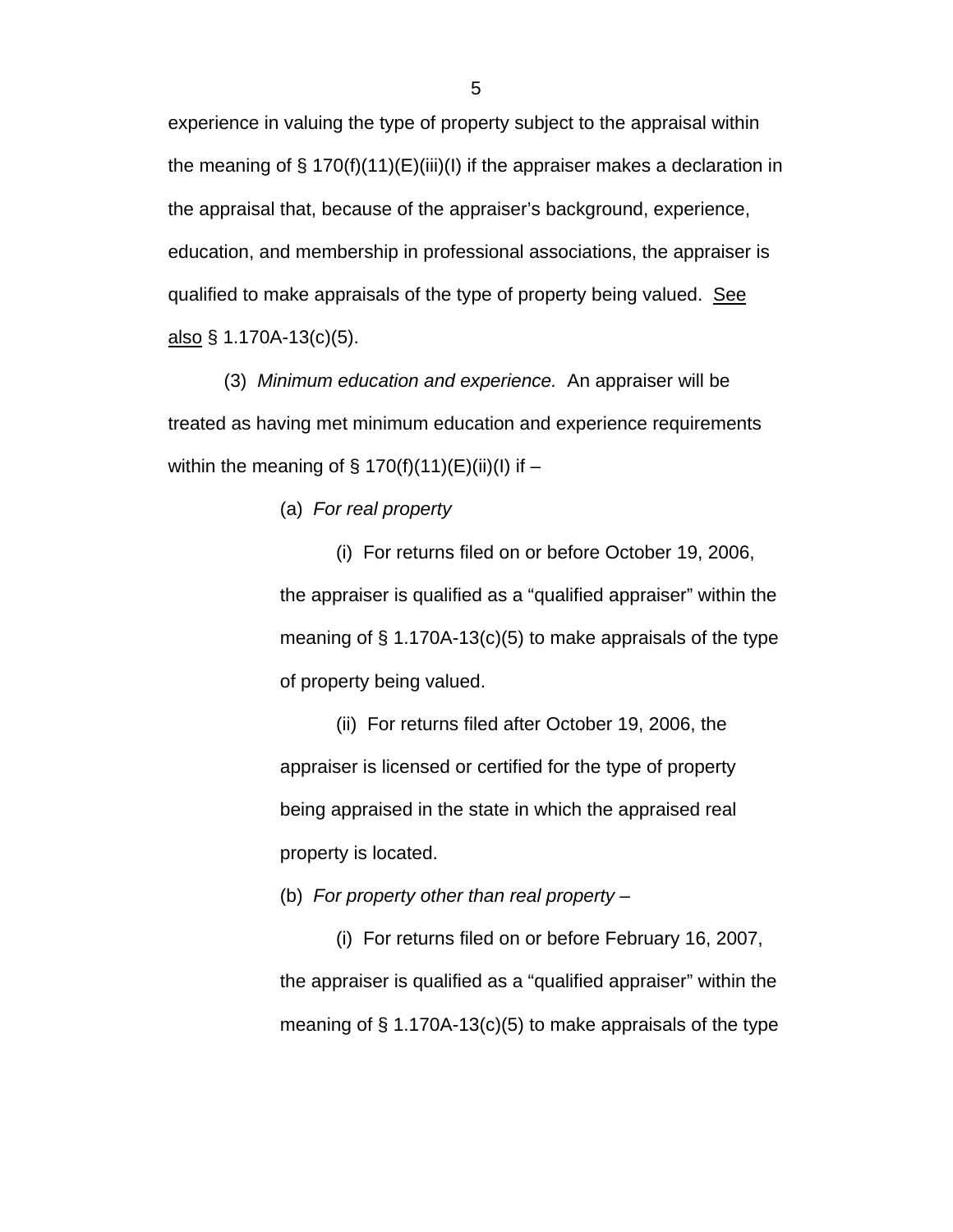experience in valuing the type of property subject to the appraisal within the meaning of § 170(f)(11)(E)(iii)(I) if the appraiser makes a declaration in the appraisal that, because of the appraiser's background, experience, education, and membership in professional associations, the appraiser is qualified to make appraisals of the type of property being valued. See also § 1.170A-13(c)(5).

(3) *Minimum education and experience.* An appraiser will be treated as having met minimum education and experience requirements within the meaning of § 170(f)(11)(E)(ii)(I) if –

(a) *For real property*

(i) For returns filed on or before October 19, 2006, the appraiser is qualified as a "qualified appraiser" within the meaning of § 1.170A-13(c)(5) to make appraisals of the type of property being valued.

(ii) For returns filed after October 19, 2006, the appraiser is licensed or certified for the type of property being appraised in the state in which the appraised real property is located.

(b) *For property other than real property* –

(i) For returns filed on or before February 16, 2007, the appraiser is qualified as a "qualified appraiser" within the meaning of § 1.170A-13(c)(5) to make appraisals of the type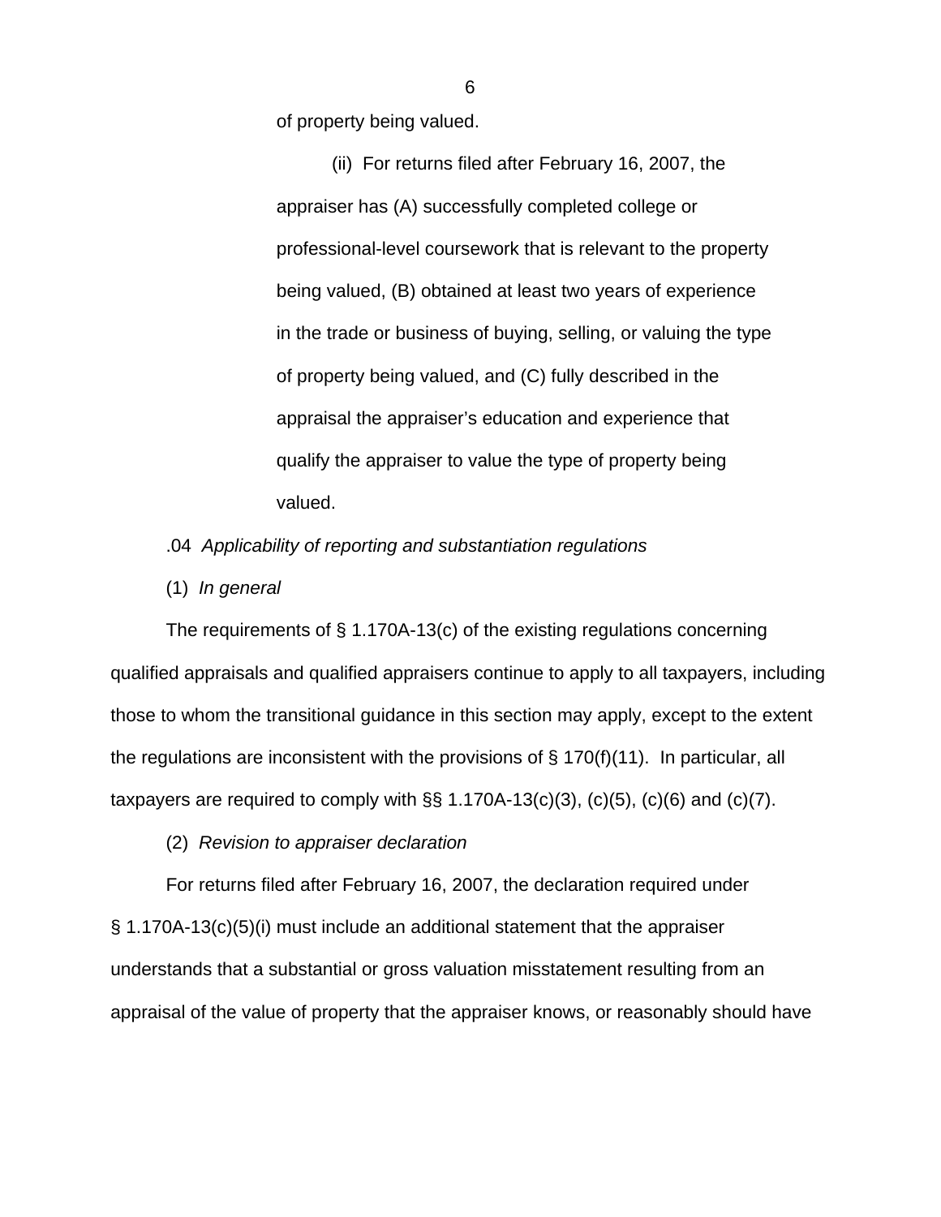of property being valued.

(ii) For returns filed after February 16, 2007, the appraiser has (A) successfully completed college or professional-level coursework that is relevant to the property being valued, (B) obtained at least two years of experience in the trade or business of buying, selling, or valuing the type of property being valued, and (C) fully described in the appraisal the appraiser's education and experience that qualify the appraiser to value the type of property being valued.

.04 *Applicability of reporting and substantiation regulations*

(1) *In general*

The requirements of § 1.170A-13(c) of the existing regulations concerning qualified appraisals and qualified appraisers continue to apply to all taxpayers, including those to whom the transitional guidance in this section may apply, except to the extent the regulations are inconsistent with the provisions of § 170(f)(11). In particular, all taxpayers are required to comply with §§ 1.170A-13(c)(3), (c)(5), (c)(6) and (c)(7).

(2) *Revision to appraiser declaration*

For returns filed after February 16, 2007, the declaration required under § 1.170A-13(c)(5)(i) must include an additional statement that the appraiser understands that a substantial or gross valuation misstatement resulting from an appraisal of the value of property that the appraiser knows, or reasonably should have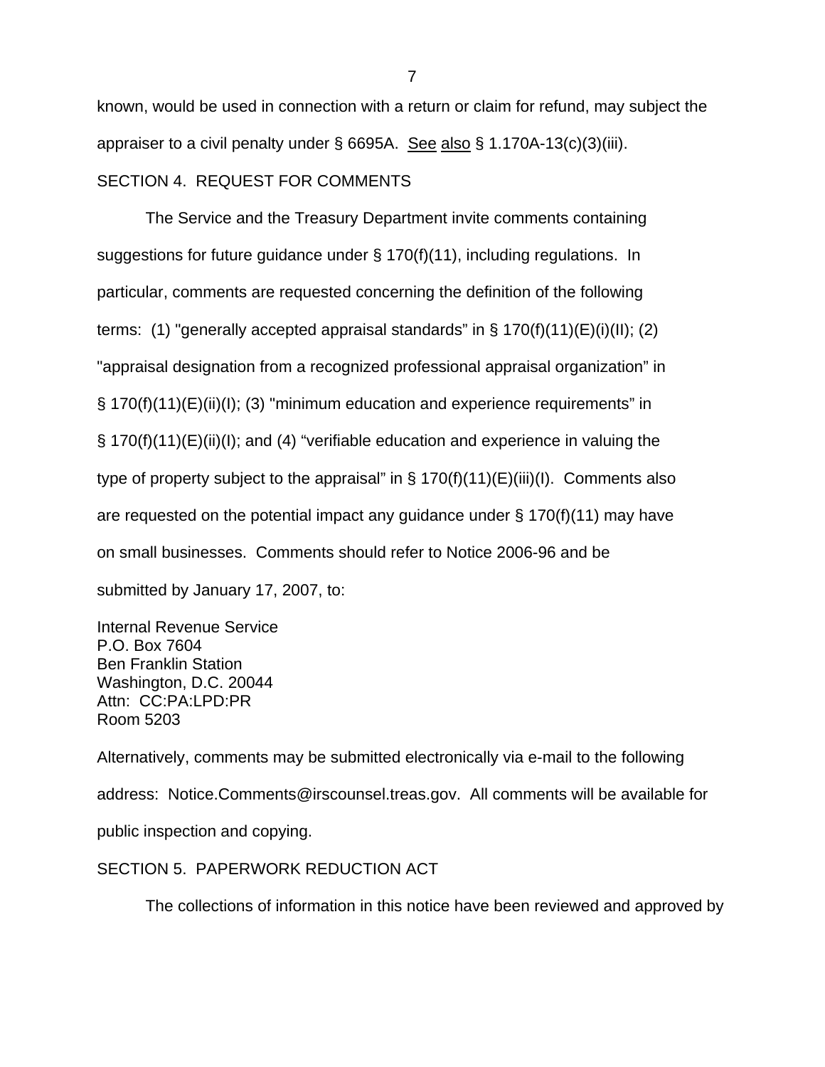known, would be used in connection with a return or claim for refund, may subject the appraiser to a civil penalty under § 6695A. See also § 1.170A-13(c)(3)(iii).

SECTION 4. REQUEST FOR COMMENTS

The Service and the Treasury Department invite comments containing suggestions for future guidance under § 170(f)(11), including regulations. In particular, comments are requested concerning the definition of the following terms: (1) "generally accepted appraisal standards" in § 170(f)(11)(E)(i)(II); (2) "appraisal designation from a recognized professional appraisal organization" in § 170(f)(11)(E)(ii)(I); (3) "minimum education and experience requirements" in § 170(f)(11)(E)(ii)(I); and (4) "verifiable education and experience in valuing the type of property subject to the appraisal" in § 170(f)(11)(E)(iii)(I). Comments also are requested on the potential impact any guidance under § 170(f)(11) may have on small businesses. Comments should refer to Notice 2006-96 and be submitted by January 17, 2007, to:

Internal Revenue Service
P.O. Box 7604
Ben Franklin Station
Washington, D.C. 20044
Attn: CC:PA:LPD:PR
Room 5203

Alternatively, comments may be submitted electronically via e-mail to the following address: Notice.Comments@irscounsel.treas.gov. All comments will be available for public inspection and copying.

SECTION 5. PAPERWORK REDUCTION ACT

The collections of information in this notice have been reviewed and approved by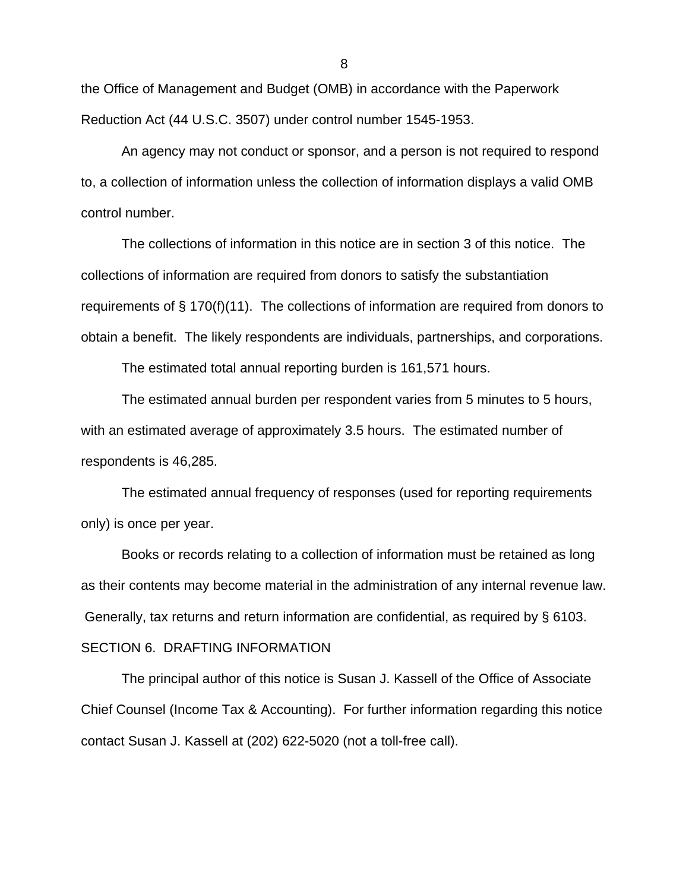the Office of Management and Budget (OMB) in accordance with the Paperwork Reduction Act (44 U.S.C. 3507) under control number 1545-1953.

An agency may not conduct or sponsor, and a person is not required to respond to, a collection of information unless the collection of information displays a valid OMB control number.

The collections of information in this notice are in section 3 of this notice. The collections of information are required from donors to satisfy the substantiation requirements of § 170(f)(11). The collections of information are required from donors to obtain a benefit. The likely respondents are individuals, partnerships, and corporations.

The estimated total annual reporting burden is 161,571 hours.

The estimated annual burden per respondent varies from 5 minutes to 5 hours, with an estimated average of approximately 3.5 hours. The estimated number of respondents is 46,285.

The estimated annual frequency of responses (used for reporting requirements only) is once per year.

Books or records relating to a collection of information must be retained as long as their contents may become material in the administration of any internal revenue law. Generally, tax returns and return information are confidential, as required by § 6103.

## SECTION 6. DRAFTING INFORMATION

The principal author of this notice is Susan J. Kassell of the Office of Associate Chief Counsel (Income Tax & Accounting). For further information regarding this notice contact Susan J. Kassell at (202) 622-5020 (not a toll-free call).